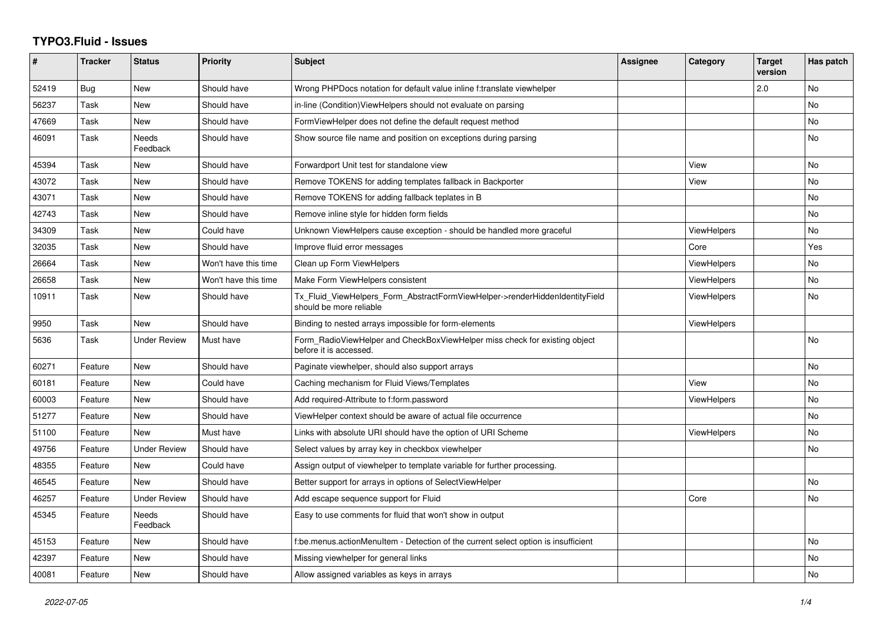# TYPO3.Fluid - Issues

| # | Tracker | Status | Priority | Subject | Assignee | Category | Target version | Has patch |
|---|---|---|---|---|---|---|---|---|
| 52419 | Bug | New | Should have | Wrong PHPDocs notation for default value inline f:translate viewhelper | | | 2.0 | No |
| 56237 | Task | New | Should have | in-line (Condition)ViewHelpers should not evaluate on parsing | | | | No |
| 47669 | Task | New | Should have | FormViewHelper does not define the default request method | | | | No |
| 46091 | Task | Needs Feedback | Should have | Show source file name and position on exceptions during parsing | | | | No |
| 45394 | Task | New | Should have | Forwardport Unit test for standalone view | | View | | No |
| 43072 | Task | New | Should have | Remove TOKENS for adding templates fallback in Backporter | | View | | No |
| 43071 | Task | New | Should have | Remove TOKENS for adding fallback teplates in B | | | | No |
| 42743 | Task | New | Should have | Remove inline style for hidden form fields | | | | No |
| 34309 | Task | New | Could have | Unknown ViewHelpers cause exception - should be handled more graceful | | ViewHelpers | | No |
| 32035 | Task | New | Should have | Improve fluid error messages | | Core | | Yes |
| 26664 | Task | New | Won't have this time | Clean up Form ViewHelpers | | ViewHelpers | | No |
| 26658 | Task | New | Won't have this time | Make Form ViewHelpers consistent | | ViewHelpers | | No |
| 10911 | Task | New | Should have | Tx_Fluid_ViewHelpers_Form_AbstractFormViewHelper->renderHiddenIdentityField should be more reliable | | ViewHelpers | | No |
| 9950 | Task | New | Should have | Binding to nested arrays impossible for form-elements | | ViewHelpers | | |
| 5636 | Task | Under Review | Must have | Form_RadioViewHelper and CheckBoxViewHelper miss check for existing object before it is accessed. | | | | No |
| 60271 | Feature | New | Should have | Paginate viewhelper, should also support arrays | | | | No |
| 60181 | Feature | New | Could have | Caching mechanism for Fluid Views/Templates | | View | | No |
| 60003 | Feature | New | Should have | Add required-Attribute to f:form.password | | ViewHelpers | | No |
| 51277 | Feature | New | Should have | ViewHelper context should be aware of actual file occurrence | | | | No |
| 51100 | Feature | New | Must have | Links with absolute URI should have the option of URI Scheme | | ViewHelpers | | No |
| 49756 | Feature | Under Review | Should have | Select values by array key in checkbox viewhelper | | | | No |
| 48355 | Feature | New | Could have | Assign output of viewhelper to template variable for further processing. | | | | |
| 46545 | Feature | New | Should have | Better support for arrays in options of SelectViewHelper | | | | No |
| 46257 | Feature | Under Review | Should have | Add escape sequence support for Fluid | | Core | | No |
| 45345 | Feature | Needs Feedback | Should have | Easy to use comments for fluid that won't show in output | | | | |
| 45153 | Feature | New | Should have | f:be.menus.actionMenuItem - Detection of the current select option is insufficient | | | | No |
| 42397 | Feature | New | Should have | Missing viewhelper for general links | | | | No |
| 40081 | Feature | New | Should have | Allow assigned variables as keys in arrays | | | | No |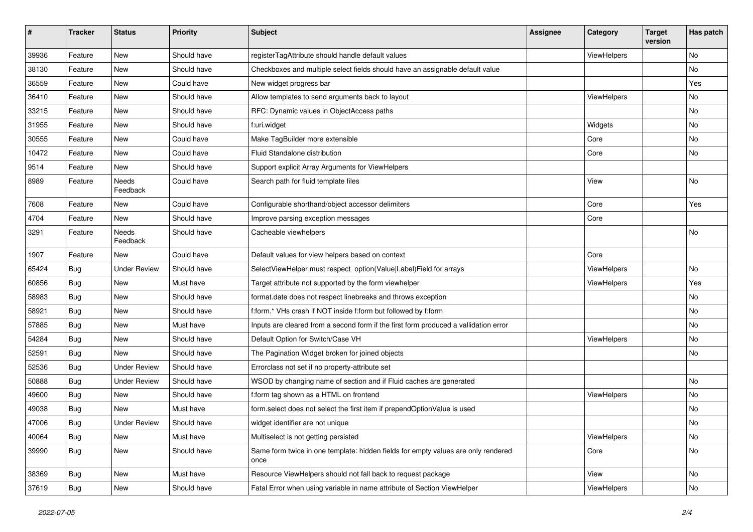| # | Tracker | Status | Priority | Subject | Assignee | Category | Target version | Has patch |
|---|---|---|---|---|---|---|---|---|
| 39936 | Feature | New | Should have | registerTagAttribute should handle default values | | ViewHelpers | | No |
| 38130 | Feature | New | Should have | Checkboxes and multiple select fields should have an assignable default value | | | | No |
| 36559 | Feature | New | Could have | New widget progress bar | | | | Yes |
| 36410 | Feature | New | Should have | Allow templates to send arguments back to layout | | ViewHelpers | | No |
| 33215 | Feature | New | Should have | RFC: Dynamic values in ObjectAccess paths | | | | No |
| 31955 | Feature | New | Should have | f:uri.widget | | Widgets | | No |
| 30555 | Feature | New | Could have | Make TagBuilder more extensible | | Core | | No |
| 10472 | Feature | New | Could have | Fluid Standalone distribution | | Core | | No |
| 9514 | Feature | New | Should have | Support explicit Array Arguments for ViewHelpers | | | | |
| 8989 | Feature | Needs Feedback | Could have | Search path for fluid template files | | View | | No |
| 7608 | Feature | New | Could have | Configurable shorthand/object accessor delimiters | | Core | | Yes |
| 4704 | Feature | New | Should have | Improve parsing exception messages | | Core | | |
| 3291 | Feature | Needs Feedback | Should have | Cacheable viewhelpers | | | | No |
| 1907 | Feature | New | Could have | Default values for view helpers based on context | | Core | | |
| 65424 | Bug | Under Review | Should have | SelectViewHelper must respect option(Value\|Label)Field for arrays | | ViewHelpers | | No |
| 60856 | Bug | New | Must have | Target attribute not supported by the form viewhelper | | ViewHelpers | | Yes |
| 58983 | Bug | New | Should have | format.date does not respect linebreaks and throws exception | | | | No |
| 58921 | Bug | New | Should have | f:form.* VHs crash if NOT inside f:form but followed by f:form | | | | No |
| 57885 | Bug | New | Must have | Inputs are cleared from a second form if the first form produced a vallidation error | | | | No |
| 54284 | Bug | New | Should have | Default Option for Switch/Case VH | | ViewHelpers | | No |
| 52591 | Bug | New | Should have | The Pagination Widget broken for joined objects | | | | No |
| 52536 | Bug | Under Review | Should have | Errorclass not set if no property-attribute set | | | | |
| 50888 | Bug | Under Review | Should have | WSOD by changing name of section and if Fluid caches are generated | | | | No |
| 49600 | Bug | New | Should have | f:form tag shown as a HTML on frontend | | ViewHelpers | | No |
| 49038 | Bug | New | Must have | form.select does not select the first item if prependOptionValue is used | | | | No |
| 47006 | Bug | Under Review | Should have | widget identifier are not unique | | | | No |
| 40064 | Bug | New | Must have | Multiselect is not getting persisted | | ViewHelpers | | No |
| 39990 | Bug | New | Should have | Same form twice in one template: hidden fields for empty values are only rendered once | | Core | | No |
| 38369 | Bug | New | Must have | Resource ViewHelpers should not fall back to request package | | View | | No |
| 37619 | Bug | New | Should have | Fatal Error when using variable in name attribute of Section ViewHelper | | ViewHelpers | | No |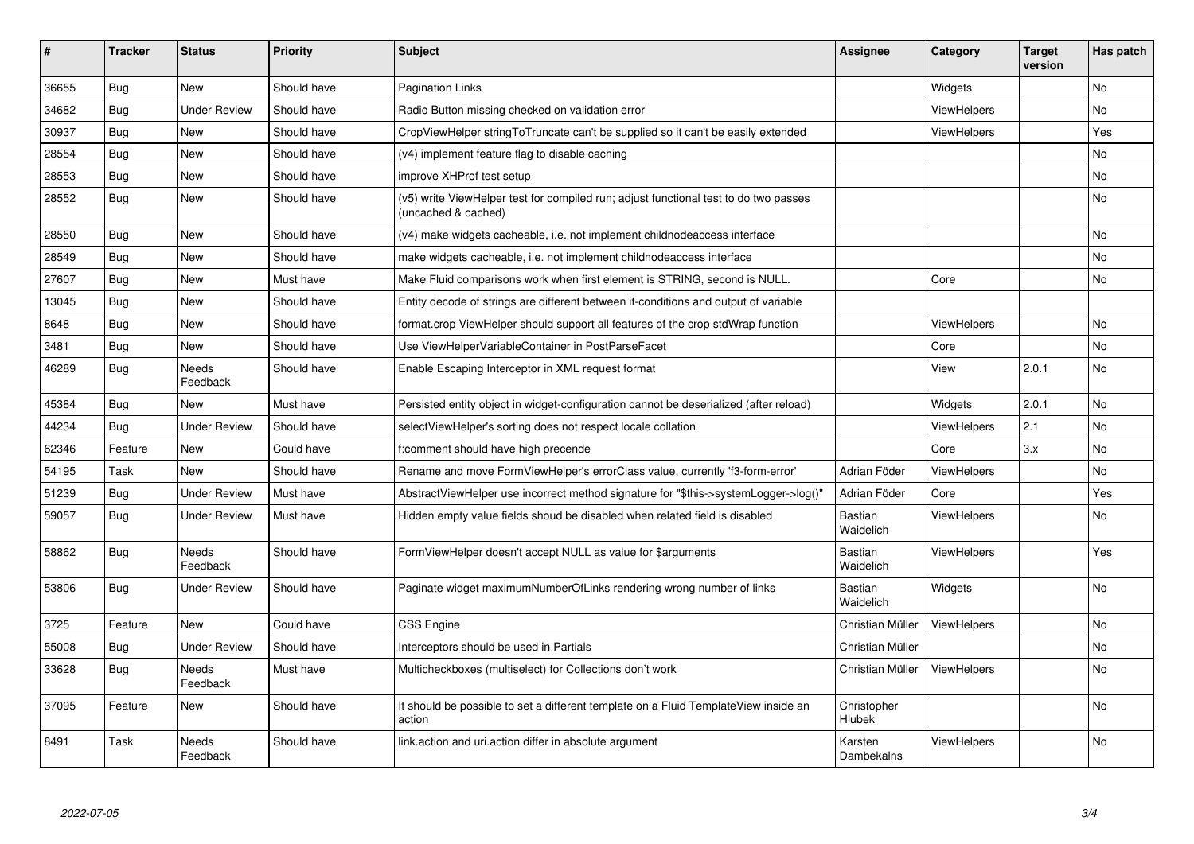| # | Tracker | Status | Priority | Subject | Assignee | Category | Target version | Has patch |
|---|---|---|---|---|---|---|---|---|
| 36655 | Bug | New | Should have | Pagination Links | | Widgets | | No |
| 34682 | Bug | Under Review | Should have | Radio Button missing checked on validation error | | ViewHelpers | | No |
| 30937 | Bug | New | Should have | CropViewHelper stringToTruncate can't be supplied so it can't be easily extended | | ViewHelpers | | Yes |
| 28554 | Bug | New | Should have | (v4) implement feature flag to disable caching | | | | No |
| 28553 | Bug | New | Should have | improve XHProf test setup | | | | No |
| 28552 | Bug | New | Should have | (v5) write ViewHelper test for compiled run; adjust functional test to do two passes (uncached & cached) | | | | No |
| 28550 | Bug | New | Should have | (v4) make widgets cacheable, i.e. not implement childnodeaccess interface | | | | No |
| 28549 | Bug | New | Should have | make widgets cacheable, i.e. not implement childnodeaccess interface | | | | No |
| 27607 | Bug | New | Must have | Make Fluid comparisons work when first element is STRING, second is NULL. | | Core | | No |
| 13045 | Bug | New | Should have | Entity decode of strings are different between if-conditions and output of variable | | | | |
| 8648 | Bug | New | Should have | format.crop ViewHelper should support all features of the crop stdWrap function | | ViewHelpers | | No |
| 3481 | Bug | New | Should have | Use ViewHelperVariableContainer in PostParseFacet | | Core | | No |
| 46289 | Bug | Needs Feedback | Should have | Enable Escaping Interceptor in XML request format | | View | 2.0.1 | No |
| 45384 | Bug | New | Must have | Persisted entity object in widget-configuration cannot be deserialized (after reload) | | Widgets | 2.0.1 | No |
| 44234 | Bug | Under Review | Should have | selectViewHelper's sorting does not respect locale collation | | ViewHelpers | 2.1 | No |
| 62346 | Feature | New | Could have | f:comment should have high precende | | Core | 3.x | No |
| 54195 | Task | New | Should have | Rename and move FormViewHelper's errorClass value, currently 'f3-form-error' | Adrian Föder | ViewHelpers | | No |
| 51239 | Bug | Under Review | Must have | AbstractViewHelper use incorrect method signature for "$this->systemLogger->log()" | Adrian Föder | Core | | Yes |
| 59057 | Bug | Under Review | Must have | Hidden empty value fields shoud be disabled when related field is disabled | Bastian Waidelich | ViewHelpers | | No |
| 58862 | Bug | Needs Feedback | Should have | FormViewHelper doesn't accept NULL as value for $arguments | Bastian Waidelich | ViewHelpers | | Yes |
| 53806 | Bug | Under Review | Should have | Paginate widget maximumNumberOfLinks rendering wrong number of links | Bastian Waidelich | Widgets | | No |
| 3725 | Feature | New | Could have | CSS Engine | Christian Müller | ViewHelpers | | No |
| 55008 | Bug | Under Review | Should have | Interceptors should be used in Partials | Christian Müller | | | No |
| 33628 | Bug | Needs Feedback | Must have | Multicheckboxes (multiselect) for Collections don't work | Christian Müller | ViewHelpers | | No |
| 37095 | Feature | New | Should have | It should be possible to set a different template on a Fluid TemplateView inside an action | Christopher Hlubek | | | No |
| 8491 | Task | Needs Feedback | Should have | link.action and uri.action differ in absolute argument | Karsten Dambekalns | ViewHelpers | | No |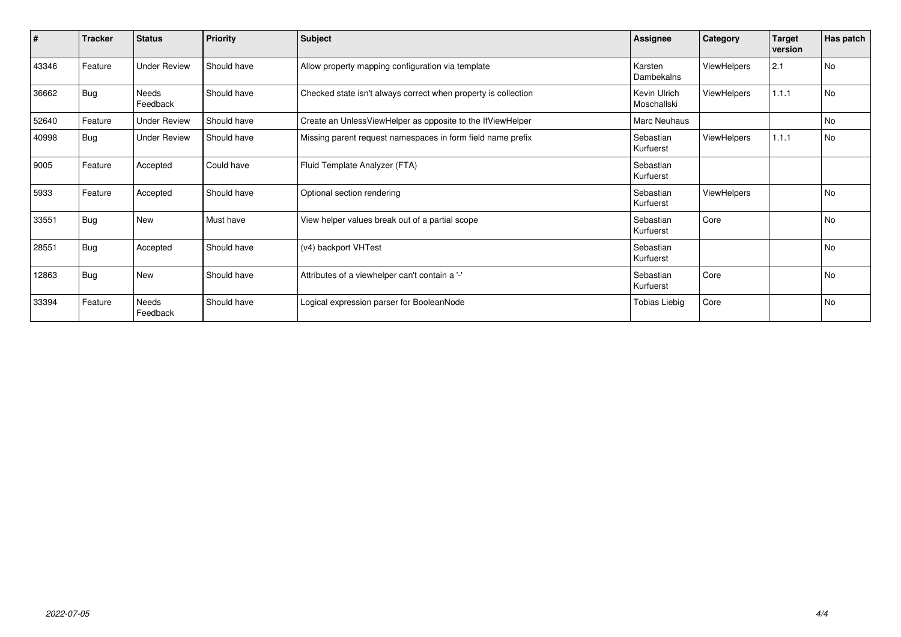| # | Tracker | Status | Priority | Subject | Assignee | Category | Target version | Has patch |
|---|---|---|---|---|---|---|---|---|
| 43346 | Feature | Under Review | Should have | Allow property mapping configuration via template | Karsten Dambekalns | ViewHelpers | 2.1 | No |
| 36662 | Bug | Needs Feedback | Should have | Checked state isn't always correct when property is collection | Kevin Ulrich Moschallski | ViewHelpers | 1.1.1 | No |
| 52640 | Feature | Under Review | Should have | Create an UnlessViewHelper as opposite to the IfViewHelper | Marc Neuhaus | | | No |
| 40998 | Bug | Under Review | Should have | Missing parent request namespaces in form field name prefix | Sebastian Kurfuerst | ViewHelpers | 1.1.1 | No |
| 9005 | Feature | Accepted | Could have | Fluid Template Analyzer (FTA) | Sebastian Kurfuerst | | | |
| 5933 | Feature | Accepted | Should have | Optional section rendering | Sebastian Kurfuerst | ViewHelpers | | No |
| 33551 | Bug | New | Must have | View helper values break out of a partial scope | Sebastian Kurfuerst | Core | | No |
| 28551 | Bug | Accepted | Should have | (v4) backport VHTest | Sebastian Kurfuerst | | | No |
| 12863 | Bug | New | Should have | Attributes of a viewhelper can't contain a '-' | Sebastian Kurfuerst | Core | | No |
| 33394 | Feature | Needs Feedback | Should have | Logical expression parser for BooleanNode | Tobias Liebig | Core | | No |